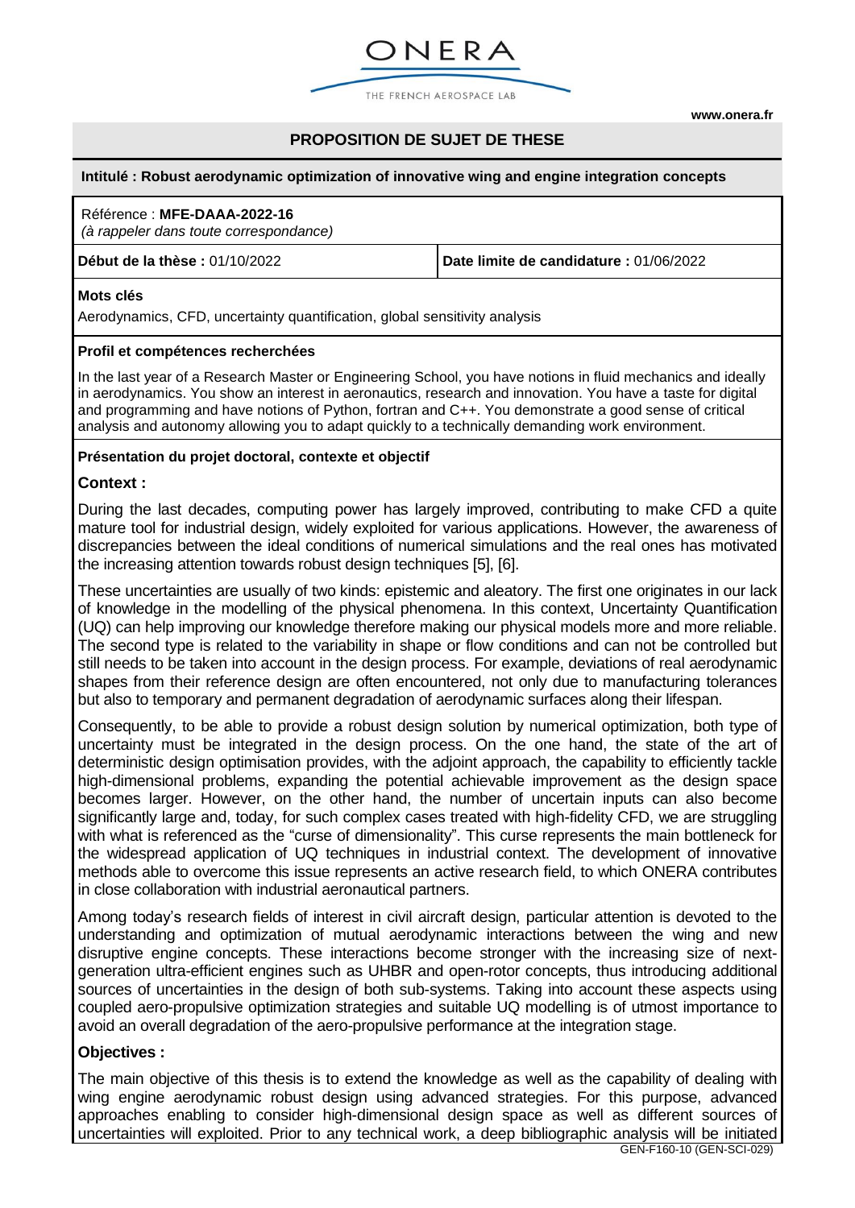ONERA

THE FRENCH AEROSPACE LAB

www.onera.fr

# PROPOSITION DE SUJET DE THESE

**Intitulé : Robust aerodynamic optimization of innovative wing and engine integration concepts**

Référence : **MFE-DAAA-2022-16**
*(à rappeler dans toute correspondance)*

| **Début de la thèse :** 01/10/2022 | **Date limite de candidature :** 01/06/2022 |
|---|---|

**Mots clés**

Aerodynamics, CFD, uncertainty quantification, global sensitivity analysis

**Profil et compétences recherchées**

In the last year of a Research Master or Engineering School, you have notions in fluid mechanics and ideally in aerodynamics. You show an interest in aeronautics, research and innovation. You have a taste for digital and programming and have notions of Python, fortran and C++. You demonstrate a good sense of critical analysis and autonomy allowing you to adapt quickly to a technically demanding work environment.

**Présentation du projet doctoral, contexte et objectif**

## Context :

During the last decades, computing power has largely improved, contributing to make CFD a quite mature tool for industrial design, widely exploited for various applications. However, the awareness of discrepancies between the ideal conditions of numerical simulations and the real ones has motivated the increasing attention towards robust design techniques [5], [6].

These uncertainties are usually of two kinds: epistemic and aleatory. The first one originates in our lack of knowledge in the modelling of the physical phenomena. In this context, Uncertainty Quantification (UQ) can help improving our knowledge therefore making our physical models more and more reliable. The second type is related to the variability in shape or flow conditions and can not be controlled but still needs to be taken into account in the design process. For example, deviations of real aerodynamic shapes from their reference design are often encountered, not only due to manufacturing tolerances but also to temporary and permanent degradation of aerodynamic surfaces along their lifespan.

Consequently, to be able to provide a robust design solution by numerical optimization, both type of uncertainty must be integrated in the design process. On the one hand, the state of the art of deterministic design optimisation provides, with the adjoint approach, the capability to efficiently tackle high-dimensional problems, expanding the potential achievable improvement as the design space becomes larger. However, on the other hand, the number of uncertain inputs can also become significantly large and, today, for such complex cases treated with high-fidelity CFD, we are struggling with what is referenced as the "curse of dimensionality". This curse represents the main bottleneck for the widespread application of UQ techniques in industrial context. The development of innovative methods able to overcome this issue represents an active research field, to which ONERA contributes in close collaboration with industrial aeronautical partners.

Among today's research fields of interest in civil aircraft design, particular attention is devoted to the understanding and optimization of mutual aerodynamic interactions between the wing and new disruptive engine concepts. These interactions become stronger with the increasing size of next-generation ultra-efficient engines such as UHBR and open-rotor concepts, thus introducing additional sources of uncertainties in the design of both sub-systems. Taking into account these aspects using coupled aero-propulsive optimization strategies and suitable UQ modelling is of utmost importance to avoid an overall degradation of the aero-propulsive performance at the integration stage.

## Objectives :

The main objective of this thesis is to extend the knowledge as well as the capability of dealing with wing engine aerodynamic robust design using advanced strategies. For this purpose, advanced approaches enabling to consider high-dimensional design space as well as different sources of uncertainties will exploited. Prior to any technical work, a deep bibliographic analysis will be initiated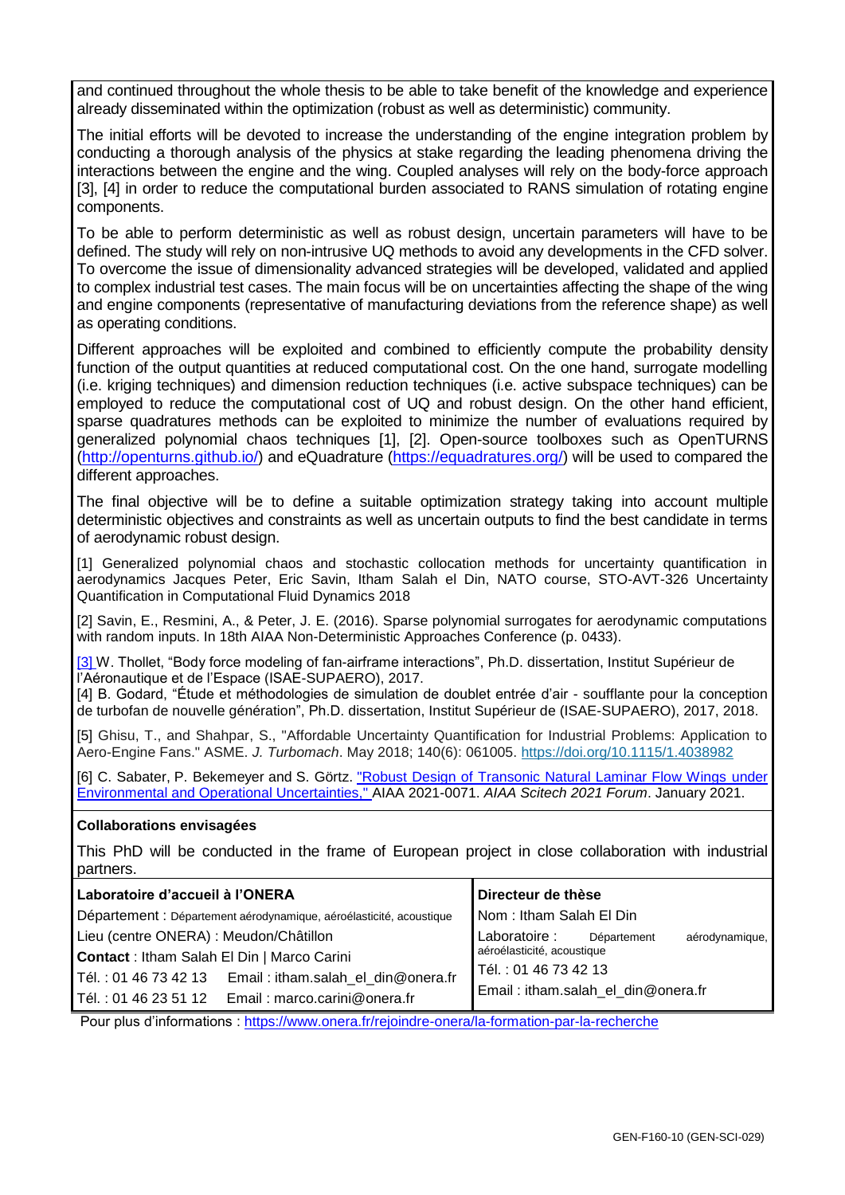and continued throughout the whole thesis to be able to take benefit of the knowledge and experience already disseminated within the optimization (robust as well as deterministic) community.

The initial efforts will be devoted to increase the understanding of the engine integration problem by conducting a thorough analysis of the physics at stake regarding the leading phenomena driving the interactions between the engine and the wing. Coupled analyses will rely on the body-force approach [3], [4] in order to reduce the computational burden associated to RANS simulation of rotating engine components.

To be able to perform deterministic as well as robust design, uncertain parameters will have to be defined. The study will rely on non-intrusive UQ methods to avoid any developments in the CFD solver. To overcome the issue of dimensionality advanced strategies will be developed, validated and applied to complex industrial test cases. The main focus will be on uncertainties affecting the shape of the wing and engine components (representative of manufacturing deviations from the reference shape) as well as operating conditions.

Different approaches will be exploited and combined to efficiently compute the probability density function of the output quantities at reduced computational cost. On the one hand, surrogate modelling (i.e. kriging techniques) and dimension reduction techniques (i.e. active subspace techniques) can be employed to reduce the computational cost of UQ and robust design. On the other hand efficient, sparse quadratures methods can be exploited to minimize the number of evaluations required by generalized polynomial chaos techniques [1], [2]. Open-source toolboxes such as OpenTURNS (http://openturns.github.io/) and eQuadrature (https://equadratures.org/) will be used to compared the different approaches.

The final objective will be to define a suitable optimization strategy taking into account multiple deterministic objectives and constraints as well as uncertain outputs to find the best candidate in terms of aerodynamic robust design.

[1] Generalized polynomial chaos and stochastic collocation methods for uncertainty quantification in aerodynamics Jacques Peter, Eric Savin, Itham Salah el Din, NATO course, STO-AVT-326 Uncertainty Quantification in Computational Fluid Dynamics 2018

[2] Savin, E., Resmini, A., & Peter, J. E. (2016). Sparse polynomial surrogates for aerodynamic computations with random inputs. In 18th AIAA Non-Deterministic Approaches Conference (p. 0433).

[3] W. Thollet, "Body force modeling of fan-airframe interactions", Ph.D. dissertation, Institut Supérieur de l'Aéronautique et de l'Espace (ISAE-SUPAERO), 2017.

[4] B. Godard, "Étude et méthodologies de simulation de doublet entrée d'air - soufflante pour la conception de turbofan de nouvelle génération", Ph.D. dissertation, Institut Supérieur de (ISAE-SUPAERO), 2017, 2018.

[5] Ghisu, T., and Shahpar, S., "Affordable Uncertainty Quantification for Industrial Problems: Application to Aero-Engine Fans." ASME. *J. Turbomach*. May 2018; 140(6): 061005. https://doi.org/10.1115/1.4038982

[6] C. Sabater, P. Bekemeyer and S. Görtz. "Robust Design of Transonic Natural Laminar Flow Wings under Environmental and Operational Uncertainties," AIAA 2021-0071. *AIAA Scitech 2021 Forum*. January 2021.

**Collaborations envisagées**

This PhD will be conducted in the frame of European project in close collaboration with industrial partners.

| **Laboratoire d'accueil à l'ONERA** | **Directeur de thèse** |
|---|---|
| Département : Département aérodynamique, aéroélasticité, acoustique | Nom : Itham Salah El Din |
| Lieu (centre ONERA) : Meudon/Châtillon | Laboratoire : Département aérodynamique, aéroélasticité, acoustique |
| **Contact** : Itham Salah El Din \| Marco Carini | Tél. : 01 46 73 42 13 |
| Tél. : 01 46 73 42 13 Email : itham.salah_el_din@onera.fr | Email : itham.salah_el_din@onera.fr |
| Tél. : 01 46 23 51 12 Email : marco.carini@onera.fr | |

Pour plus d'informations : https://www.onera.fr/rejoindre-onera/la-formation-par-la-recherche

GEN-F160-10 (GEN-SCI-029)